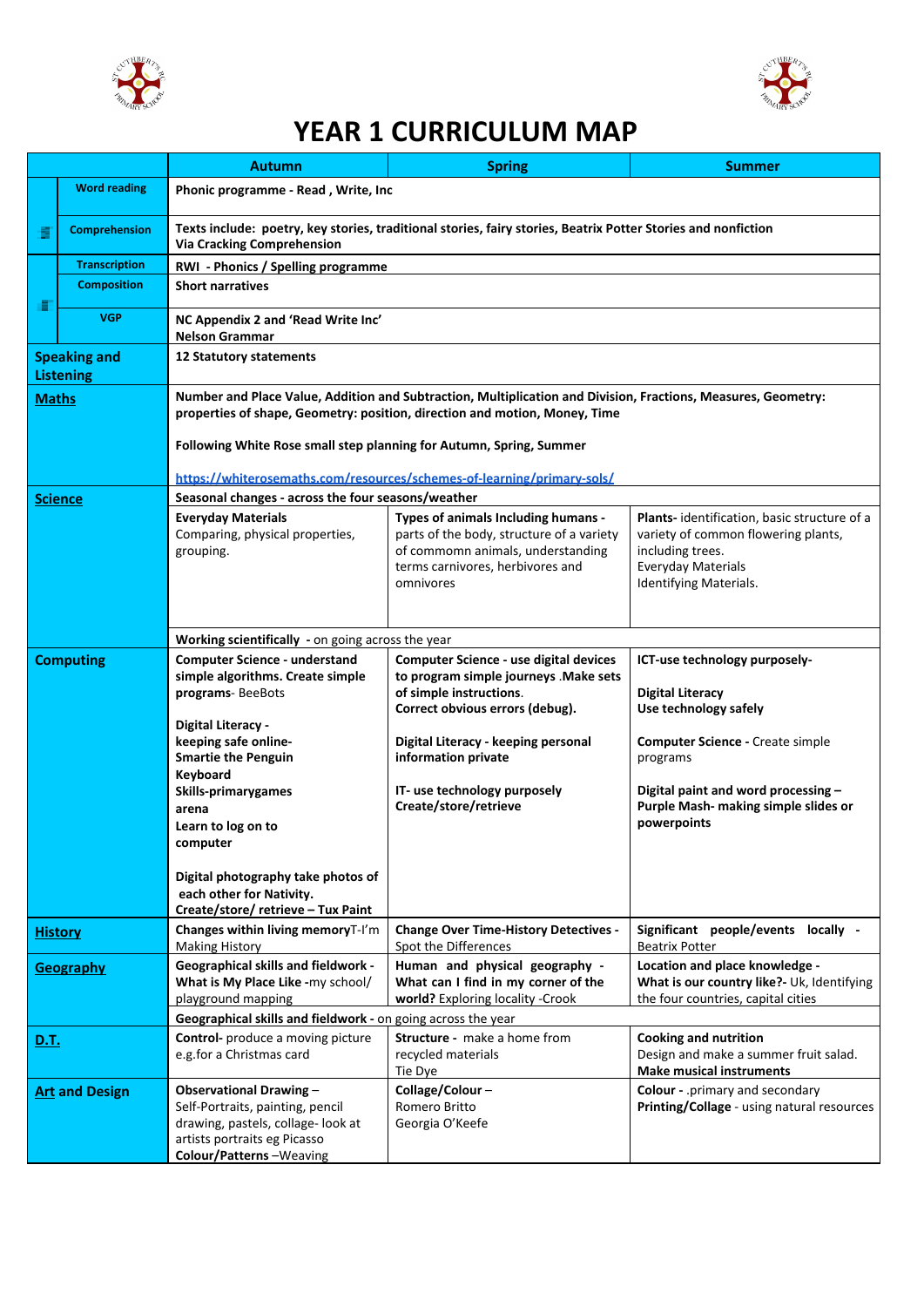# YEAR 1 CURRICULUM MAP

| | | Autumn | Spring | Summer |
|---|---|---|---|---|
| | Word reading | Phonic programme - Read , Write, Inc | | |
| | Comprehension | Texts include: poetry, key stories, traditional stories, fairy stories, Beatrix Potter Stories and nonfiction Via Cracking Comprehension | | |
| | Transcription | RWI - Phonics / Spelling programme | | |
| | Composition | Short narratives | | |
| | VGP | NC Appendix 2 and 'Read Write Inc' Nelson Grammar | | |
| Speaking and Listening | | 12 Statutory statements | | |
| Maths | | Number and Place Value, Addition and Subtraction, Multiplication and Division, Fractions, Measures, Geometry: properties of shape, Geometry: position, direction and motion, Money, Time<br><br>Following White Rose small step planning for Autumn, Spring, Summer<br><br>https://whiterosemaths.com/resources/schemes-of-learning/primary-sols/ | | |
| Science | | Seasonal changes - across the four seasons/weather | | |
| | | **Everyday Materials**<br>Comparing, physical properties, grouping. | **Types of animals Including humans -** parts of the body, structure of a variety of commomn animals, understanding terms carnivores, herbivores and omnivores | **Plants-** identification, basic structure of a variety of common flowering plants, including trees.<br>Everyday Materials<br>Identifying Materials. |
| | | **Working scientifically** - on going across the year | | |
| Computing | | **Computer Science - understand simple algorithms. Create simple programs**- BeeBots<br><br>**Digital Literacy - keeping safe online- Smartie the Penguin Keyboard Skills-primarygames arena Learn to log on to computer**<br><br>**Digital photography take photos of each other for Nativity. Create/store/ retrieve – Tux Paint** | **Computer Science - use digital devices to program simple journeys .Make sets of simple instructions. Correct obvious errors (debug).**<br><br>**Digital Literacy - keeping personal information private**<br><br>**IT- use technology purposely Create/store/retrieve** | **ICT-use technology purposely-**<br><br>**Digital Literacy Use technology safely**<br><br>**Computer Science** - Create simple programs<br><br>**Digital paint and word processing – Purple Mash- making simple slides or powerpoints** |
| History | | **Changes within living memory**T-I'm Making History | **Change Over Time-History Detectives -** Spot the Differences | **Significant people/events locally -** Beatrix Potter |
| Geography | | **Geographical skills and fieldwork - What is My Place Like -**my school/ playground mapping | **Human and physical geography - What can I find in my corner of the world?** Exploring locality -Crook | **Location and place knowledge - What is our country like?-** Uk, Identifying the four countries, capital cities |
| | | **Geographical skills and fieldwork -** on going across the year | | |
| D.T. | | **Control-** produce a moving picture e.g.for a Christmas card | **Structure -** make a home from recycled materials<br>Tie Dye | **Cooking and nutrition**<br>Design and make a summer fruit salad.<br>**Make musical instruments** |
| Art and Design | | **Observational Drawing** –<br>Self-Portraits, painting, pencil drawing, pastels, collage- look at artists portraits eg Picasso<br>**Colour/Patterns** –Weaving | **Collage/Colour** –<br>Romero Britto<br>Georgia O'Keefe | **Colour -** .primary and secondary<br>**Printing/Collage** - using natural resources |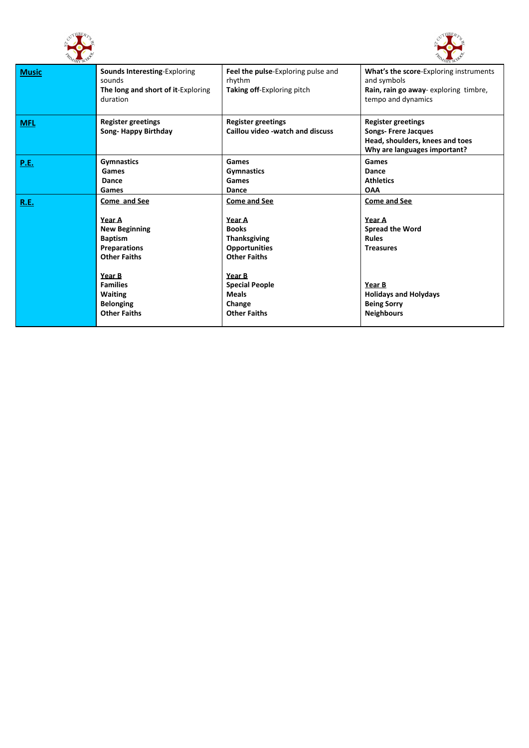| | | | |
|---|---|---|---|
| **Music** | **Sounds Interesting**-Exploring sounds<br>**The long and short of it**-Exploring duration | **Feel the pulse**-Exploring pulse and rhythm<br>**Taking off**-Exploring pitch | **What's the score**-Exploring instruments and symbols<br>**Rain, rain go away**- exploring timbre, tempo and dynamics |
| **MFL** | **Register greetings**<br>**Song- Happy Birthday** | **Register greetings**<br>**Caillou video -watch and discuss** | **Register greetings**<br>**Songs- Frere Jacques**<br>**Head, shoulders, knees and toes**<br>**Why are languages important?** |
| **P.E.** | **Gymnastics**<br>**Games**<br>**Dance**<br>**Games** | **Games**<br>**Gymnastics**<br>**Games**<br>**Dance** | **Games**<br>**Dance**<br>**Athletics**<br>**OAA** |
| **R.E.** | **Come and See**<br><br>**Year A**<br>**New Beginning**<br>**Baptism**<br>**Preparations**<br>**Other Faiths**<br><br>**Year B**<br>**Families**<br>**Waiting**<br>**Belonging**<br>**Other Faiths** | **Come and See**<br><br>**Year A**<br>**Books**<br>**Thanksgiving**<br>**Opportunities**<br>**Other Faiths**<br><br>**Year B**<br>**Special People**<br>**Meals**<br>**Change**<br>**Other Faiths** | **Come and See**<br><br>**Year A**<br>**Spread the Word**<br>**Rules**<br>**Treasures**<br><br>**Year B**<br>**Holidays and Holydays**<br>**Being Sorry**<br>**Neighbours** |